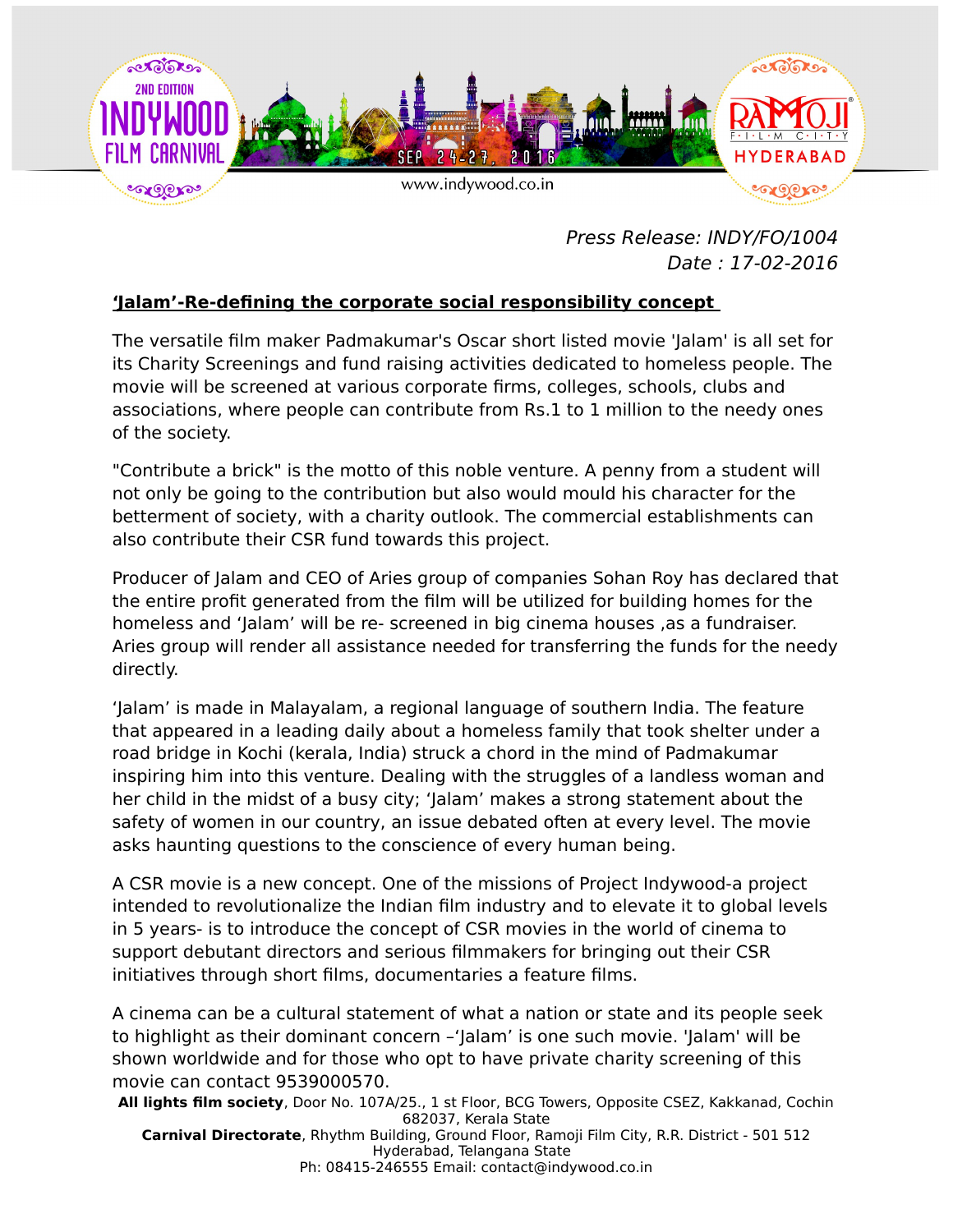2ND EDITION INDYWOOD FILM CARNIVAL

SEP 24-27, 2016

www.indywood.co.in

RAMOJI FILM CITY HYDERABAD

*Press Release: INDY/FO/1004*
*Date : 17-02-2016*

## **'Jalam'-Re-defining the corporate social responsibility concept**

The versatile film maker Padmakumar's Oscar short listed movie 'Jalam' is all set for its Charity Screenings and fund raising activities dedicated to homeless people. The movie will be screened at various corporate firms, colleges, schools, clubs and associations, where people can contribute from Rs.1 to 1 million to the needy ones of the society.

"Contribute a brick" is the motto of this noble venture. A penny from a student will not only be going to the contribution but also would mould his character for the betterment of society, with a charity outlook. The commercial establishments can also contribute their CSR fund towards this project.

Producer of Jalam and CEO of Aries group of companies Sohan Roy has declared that the entire profit generated from the film will be utilized for building homes for the homeless and 'Jalam' will be re- screened in big cinema houses ,as a fundraiser. Aries group will render all assistance needed for transferring the funds for the needy directly.

'Jalam' is made in Malayalam, a regional language of southern India. The feature that appeared in a leading daily about a homeless family that took shelter under a road bridge in Kochi (kerala, India) struck a chord in the mind of Padmakumar inspiring him into this venture. Dealing with the struggles of a landless woman and her child in the midst of a busy city; 'Jalam' makes a strong statement about the safety of women in our country, an issue debated often at every level. The movie asks haunting questions to the conscience of every human being.

A CSR movie is a new concept. One of the missions of Project Indywood-a project intended to revolutionalize the Indian film industry and to elevate it to global levels in 5 years- is to introduce the concept of CSR movies in the world of cinema to support debutant directors and serious filmmakers for bringing out their CSR initiatives through short films, documentaries a feature films.

A cinema can be a cultural statement of what a nation or state and its people seek to highlight as their dominant concern –'Jalam' is one such movie. 'Jalam' will be shown worldwide and for those who opt to have private charity screening of this movie can contact 9539000570.

**All lights film society**, Door No. 107A/25., 1 st Floor, BCG Towers, Opposite CSEZ, Kakkanad, Cochin 682037, Kerala State
**Carnival Directorate**, Rhythm Building, Ground Floor, Ramoji Film City, R.R. District - 501 512 Hyderabad, Telangana State
Ph: 08415-246555 Email: contact@indywood.co.in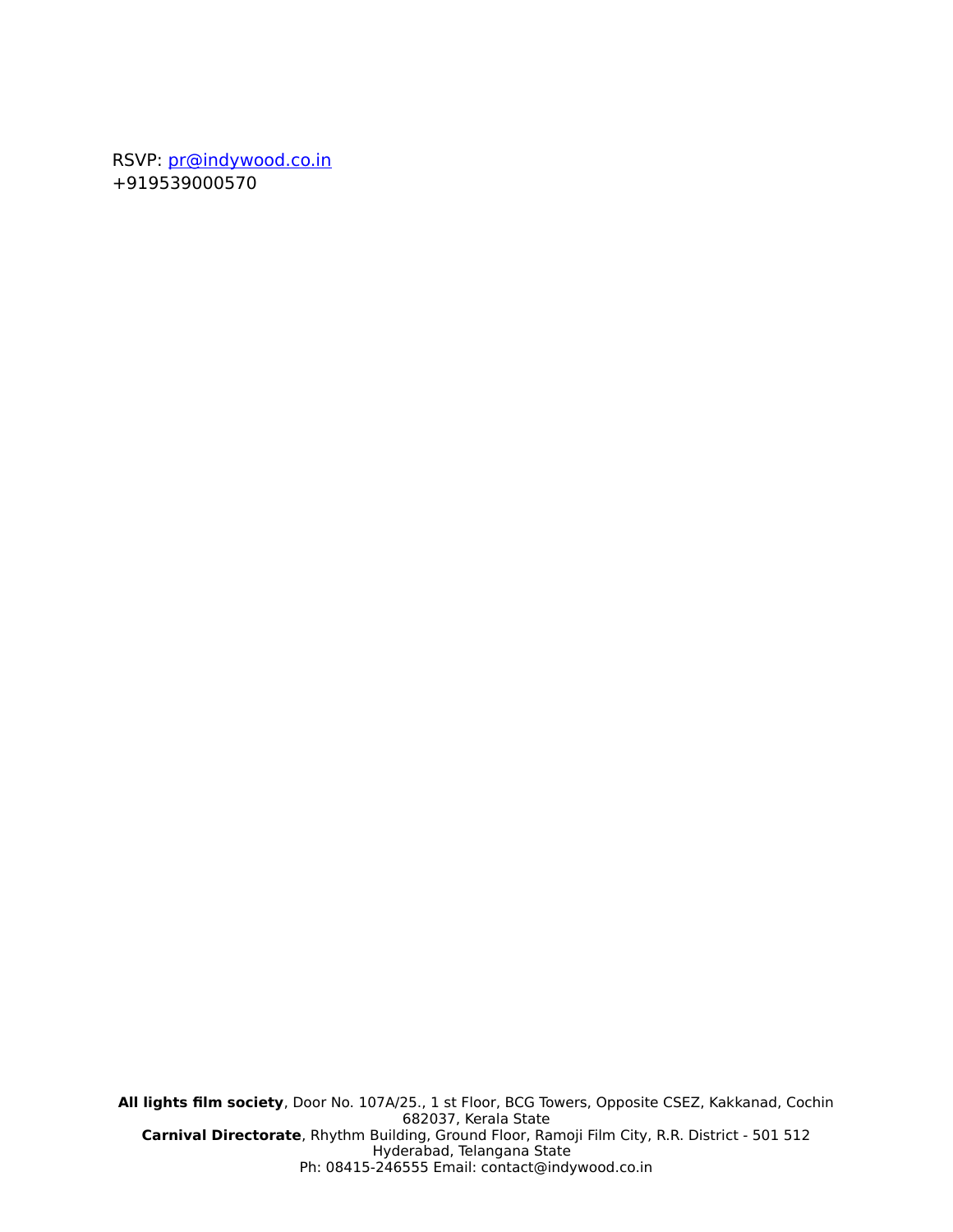RSVP: pr@indywood.co.in
+919539000570

**All lights film society**, Door No. 107A/25., 1 st Floor, BCG Towers, Opposite CSEZ, Kakkanad, Cochin 682037, Kerala State
**Carnival Directorate**, Rhythm Building, Ground Floor, Ramoji Film City, R.R. District - 501 512 Hyderabad, Telangana State
Ph: 08415-246555 Email: contact@indywood.co.in